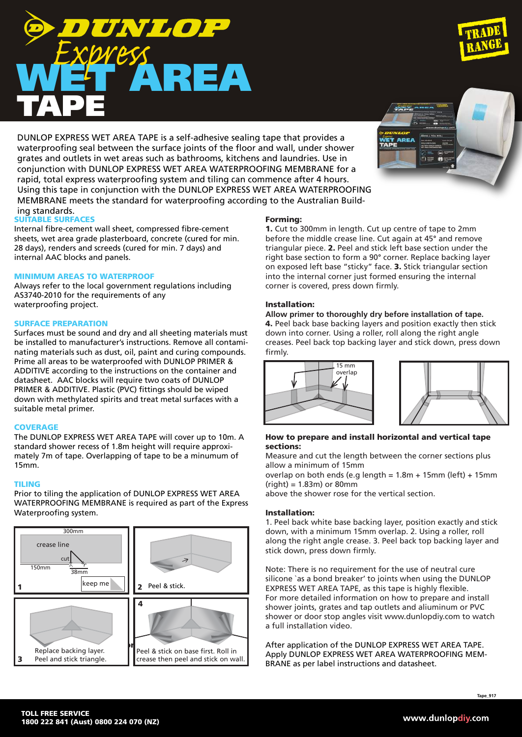# DUNLOP Express WET AREA TAPE

TRADE RANGE

DUNLOP EXPRESS WET AREA TAPE is a self-adhesive sealing tape that provides a waterproofing seal between the surface joints of the floor and wall, under shower grates and outlets in wet areas such as bathrooms, kitchens and laundries. Use in conjunction with DUNLOP EXPRESS WET AREA WATERPROOFING MEMBRANE for a rapid, total express waterproofing system and tiling can commence after 4 hours. Using this tape in conjunction with the DUNLOP EXPRESS WET AREA WATERPROOFING MEMBRANE meets the standard for waterproofing according to the Australian Building standards.

## SUITABLE SURFACES

Internal fibre-cement wall sheet, compressed fibre-cement sheets, wet area grade plasterboard, concrete (cured for min. 28 days), renders and screeds (cured for min. 7 days) and internal AAC blocks and panels.

## MINIMUM AREAS TO WATERPROOF

Always refer to the local government regulations including AS3740-2010 for the requirements of any waterproofing project.

## SURFACE PREPARATION

Surfaces must be sound and dry and all sheeting materials must be installed to manufacturer's instructions. Remove all contaminating materials such as dust, oil, paint and curing compounds. Prime all areas to be waterproofed with DUNLOP PRIMER & ADDITIVE according to the instructions on the container and datasheet. AAC blocks will require two coats of DUNLOP PRIMER & ADDITIVE. Plastic (PVC) fittings should be wiped down with methylated spirits and treat metal surfaces with a suitable metal primer.

## COVERAGE

The DUNLOP EXPRESS WET AREA TAPE will cover up to 10m. A standard shower recess of 1.8m height will require approximately 7m of tape. Overlapping of tape to be a minumum of 15mm.

## TILING

Prior to tiling the application of DUNLOP EXPRESS WET AREA WATERPROOFING MEMBRANE is required as part of the Express Waterproofing system.

300mm, crease line, cut, 150mm, 38mm, keep me

**1**

**2** Peel & stick.

**3** Replace backing layer. Peel and stick triangle.

**4** Peel & stick on base first. Roll in crease then peel and stick on wall.

### Forming:

**1.** Cut to 300mm in length. Cut up centre of tape to 2mm before the middle crease line. Cut again at 45° and remove triangular piece. **2.** Peel and stick left base section under the right base section to form a 90° corner. Replace backing layer on exposed left base "sticky" face. **3.** Stick triangular section into the internal corner just formed ensuring the internal corner is covered, press down firmly.

### Installation:

**Allow primer to thoroughly dry before installation of tape.**
**4.** Peel back base backing layers and position exactly then stick down into corner. Using a roller, roll along the right angle creases. Peel back top backing layer and stick down, press down firmly.

15 mm overlap

### How to prepare and install horizontal and vertical tape sections:

Measure and cut the length between the corner sections plus allow a minimum of 15mm
overlap on both ends (e.g length = 1.8m + 15mm (left) + 15mm (right) = 1.83m) or 80mm
above the shower rose for the vertical section.

### Installation:

1. Peel back white base backing layer, position exactly and stick down, with a minimum 15mm overlap. 2. Using a roller, roll along the right angle crease. 3. Peel back top backing layer and stick down, press down firmly.

Note: There is no requirement for the use of neutral cure silicone `as a bond breaker' to joints when using the DUNLOP EXPRESS WET AREA TAPE, as this tape is highly flexible. For more detailed information on how to prepare and install shower joints, grates and tap outlets and aliuminum or PVC shower or door stop angles visit www.dunlopdiy.com to watch a full installation video.

After application of the DUNLOP EXPRESS WET AREA TAPE. Apply DUNLOP EXPRESS WET AREA WATERPROOFING MEMBRANE as per label instructions and datasheet.

Tape_917

**TOLL FREE SERVICE**
**1800 222 841 (Aust) 0800 224 070 (NZ)**

**www.dunlopdiy.com**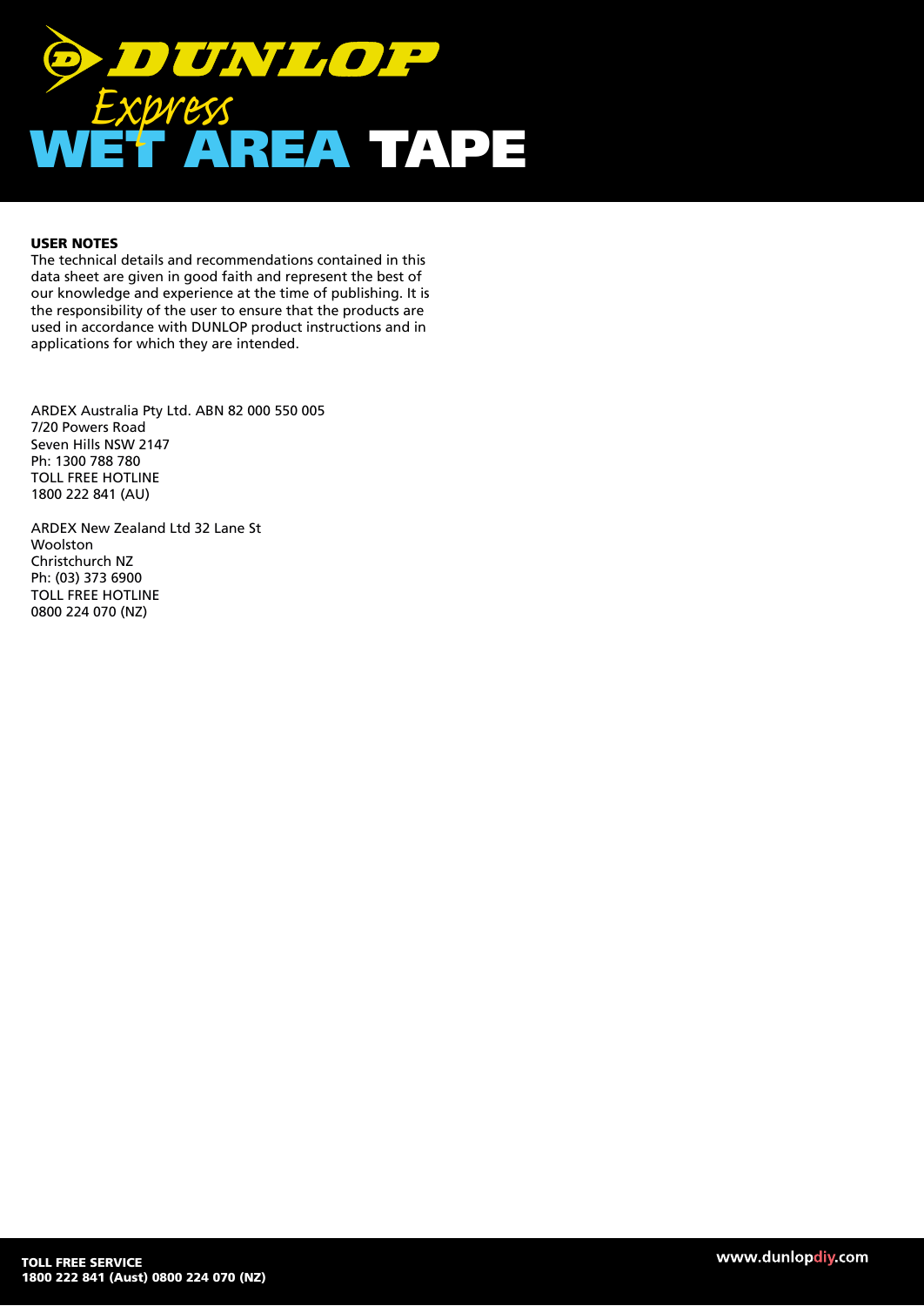# DUNLOP Express WET AREA TAPE

**USER NOTES**

The technical details and recommendations contained in this data sheet are given in good faith and represent the best of our knowledge and experience at the time of publishing. It is the responsibility of the user to ensure that the products are used in accordance with DUNLOP product instructions and in applications for which they are intended.

ARDEX Australia Pty Ltd. ABN 82 000 550 005
7/20 Powers Road
Seven Hills NSW 2147
Ph: 1300 788 780
TOLL FREE HOTLINE
1800 222 841 (AU)

ARDEX New Zealand Ltd 32 Lane St
Woolston
Christchurch NZ
Ph: (03) 373 6900
TOLL FREE HOTLINE
0800 224 070 (NZ)

**TOLL FREE SERVICE**
**1800 222 841 (Aust) 0800 224 070 (NZ)**

**www.dunlopdiy.com**